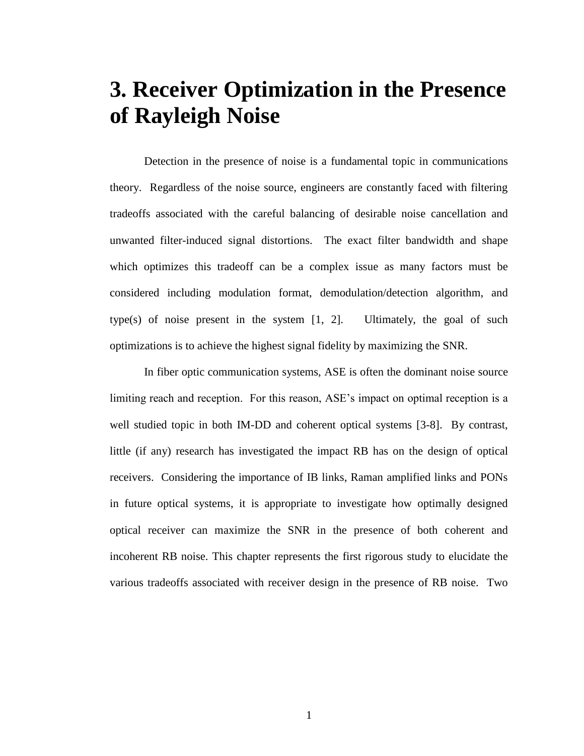# 3. Receiver Optimization in the Presence of Rayleigh Noise

Detection in the presence of noise is a fundamental topic in communications theory. Regardless of the noise source, engineers are constantly faced with filtering tradeoffs associated with the careful balancing of desirable noise cancellation and unwanted filter-induced signal distortions. The exact filter bandwidth and shape which optimizes this tradeoff can be a complex issue as many factors must be considered including modulation format, demodulation/detection algorithm, and type(s) of noise present in the system [1, 2]. Ultimately, the goal of such optimizations is to achieve the highest signal fidelity by maximizing the SNR.

In fiber optic communication systems, ASE is often the dominant noise source limiting reach and reception. For this reason, ASE's impact on optimal reception is a well studied topic in both IM-DD and coherent optical systems [3-8]. By contrast, little (if any) research has investigated the impact RB has on the design of optical receivers. Considering the importance of IB links, Raman amplified links and PONs in future optical systems, it is appropriate to investigate how optimally designed optical receiver can maximize the SNR in the presence of both coherent and incoherent RB noise. This chapter represents the first rigorous study to elucidate the various tradeoffs associated with receiver design in the presence of RB noise. Two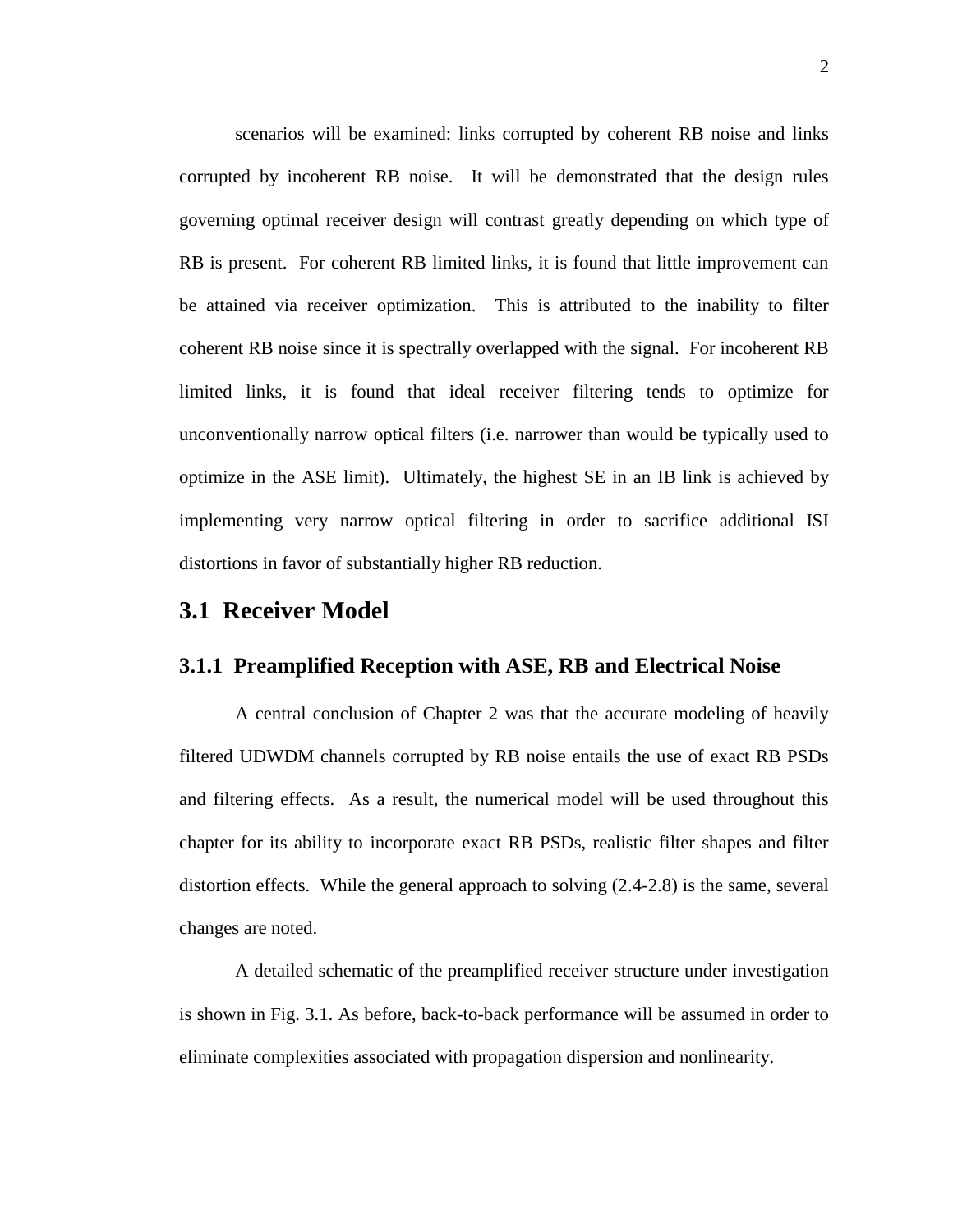scenarios will be examined: links corrupted by coherent RB noise and links corrupted by incoherent RB noise. It will be demonstrated that the design rules governing optimal receiver design will contrast greatly depending on which type of RB is present. For coherent RB limited links, it is found that little improvement can be attained via receiver optimization. This is attributed to the inability to filter coherent RB noise since it is spectrally overlapped with the signal. For incoherent RB limited links, it is found that ideal receiver filtering tends to optimize for unconventionally narrow optical filters (i.e. narrower than would be typically used to optimize in the ASE limit). Ultimately, the highest SE in an IB link is achieved by implementing very narrow optical filtering in order to sacrifice additional ISI distortions in favor of substantially higher RB reduction.

## 3.1 Receiver Model

### 3.1.1 Preamplified Reception with ASE, RB and Electrical Noise

A central conclusion of Chapter 2 was that the accurate modeling of heavily filtered UDWDM channels corrupted by RB noise entails the use of exact RB PSDs and filtering effects. As a result, the numerical model will be used throughout this chapter for its ability to incorporate exact RB PSDs, realistic filter shapes and filter distortion effects. While the general approach to solving (2.4-2.8) is the same, several changes are noted.

A detailed schematic of the preamplified receiver structure under investigation is shown in Fig. 3.1. As before, back-to-back performance will be assumed in order to eliminate complexities associated with propagation dispersion and nonlinearity.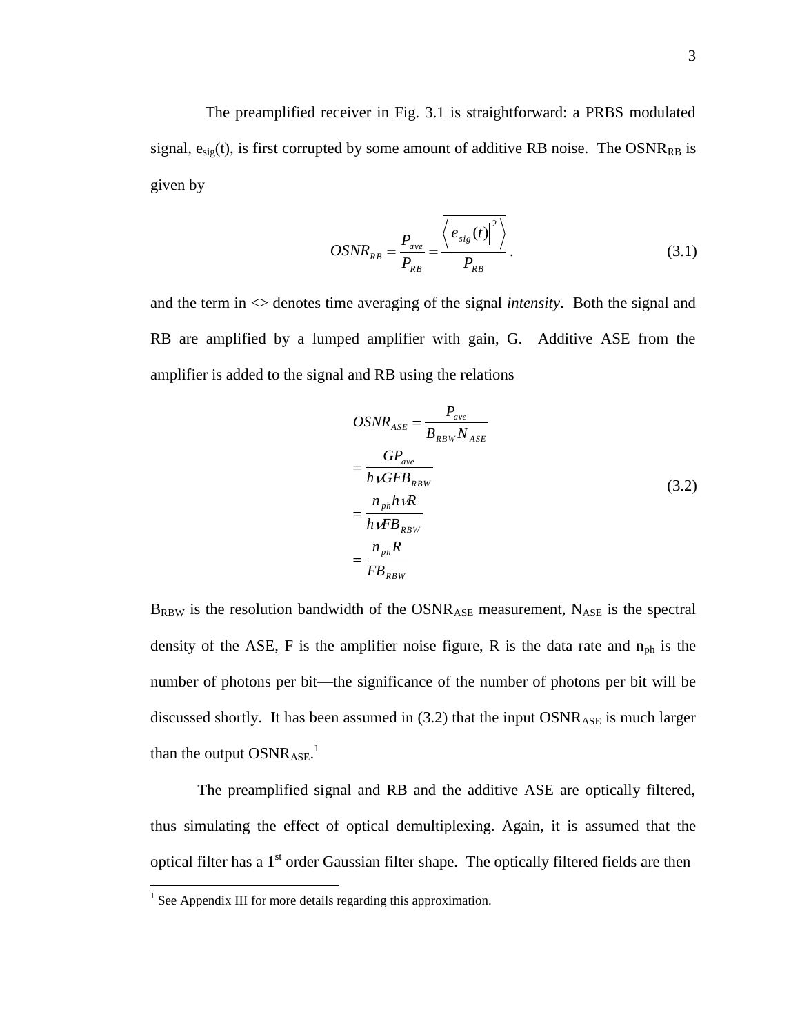The preamplified receiver in Fig. 3.1 is straightforward: a PRBS modulated signal, $e_{sig}(t)$, is first corrupted by some amount of additive RB noise. The $OSNR_{RB}$ is given by

$$OSNR_{RB} = \frac{P_{ave}}{P_{RB}} = \frac{\overline{\left\langle \left| e_{sig}(t) \right|^2 \right\rangle}}{P_{RB}}. \tag{3.1}$$

and the term in <> denotes time averaging of the signal *intensity*. Both the signal and RB are amplified by a lumped amplifier with gain, G. Additive ASE from the amplifier is added to the signal and RB using the relations

$$\begin{aligned} OSNR_{ASE} &= \frac{P_{ave}}{B_{RBW} N_{ASE}} \\ &= \frac{GP_{ave}}{h\nu GFB_{RBW}} \\ &= \frac{n_{ph} h\nu R}{h\nu FB_{RBW}} \\ &= \frac{n_{ph} R}{FB_{RBW}} \end{aligned} \tag{3.2}$$

$B_{RBW}$ is the resolution bandwidth of the $OSNR_{ASE}$ measurement, $N_{ASE}$ is the spectral density of the ASE, F is the amplifier noise figure, R is the data rate and $n_{ph}$ is the number of photons per bit—the significance of the number of photons per bit will be discussed shortly. It has been assumed in (3.2) that the input $OSNR_{ASE}$ is much larger than the output $OSNR_{ASE}$.[1]

The preamplified signal and RB and the additive ASE are optically filtered, thus simulating the effect of optical demultiplexing. Again, it is assumed that the optical filter has a 1st order Gaussian filter shape. The optically filtered fields are then

[1] See Appendix III for more details regarding this approximation.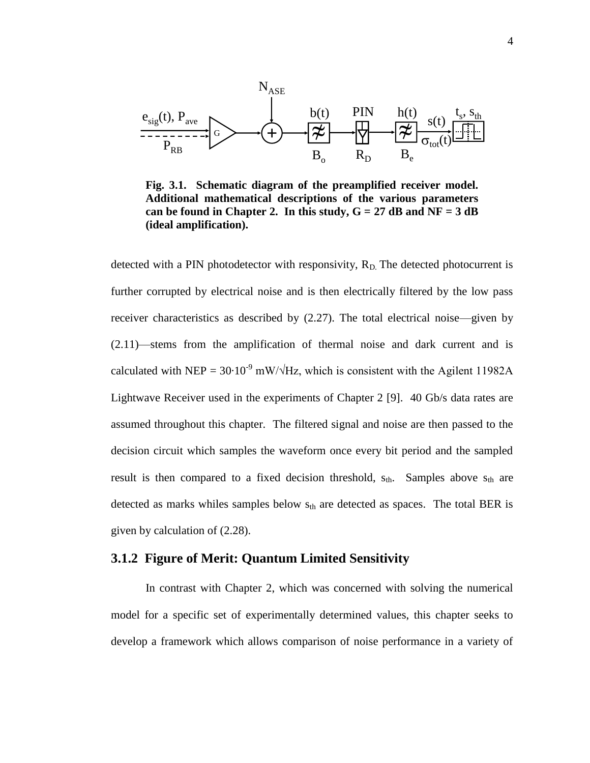**Fig. 3.1. Schematic diagram of the preamplified receiver model. Additional mathematical descriptions of the various parameters can be found in Chapter 2. In this study, G = 27 dB and NF = 3 dB (ideal amplification).**

detected with a PIN photodetector with responsivity, $R_D$. The detected photocurrent is further corrupted by electrical noise and is then electrically filtered by the low pass receiver characteristics as described by (2.27). The total electrical noise—given by (2.11)—stems from the amplification of thermal noise and dark current and is calculated with NEP = $30 \cdot 10^{-9}$ mW/√Hz, which is consistent with the Agilent 11982A Lightwave Receiver used in the experiments of Chapter 2 [9]. 40 Gb/s data rates are assumed throughout this chapter. The filtered signal and noise are then passed to the decision circuit which samples the waveform once every bit period and the sampled result is then compared to a fixed decision threshold, $s_{th}$. Samples above $s_{th}$ are detected as marks whiles samples below $s_{th}$ are detected as spaces. The total BER is given by calculation of (2.28).

### 3.1.2 Figure of Merit: Quantum Limited Sensitivity

In contrast with Chapter 2, which was concerned with solving the numerical model for a specific set of experimentally determined values, this chapter seeks to develop a framework which allows comparison of noise performance in a variety of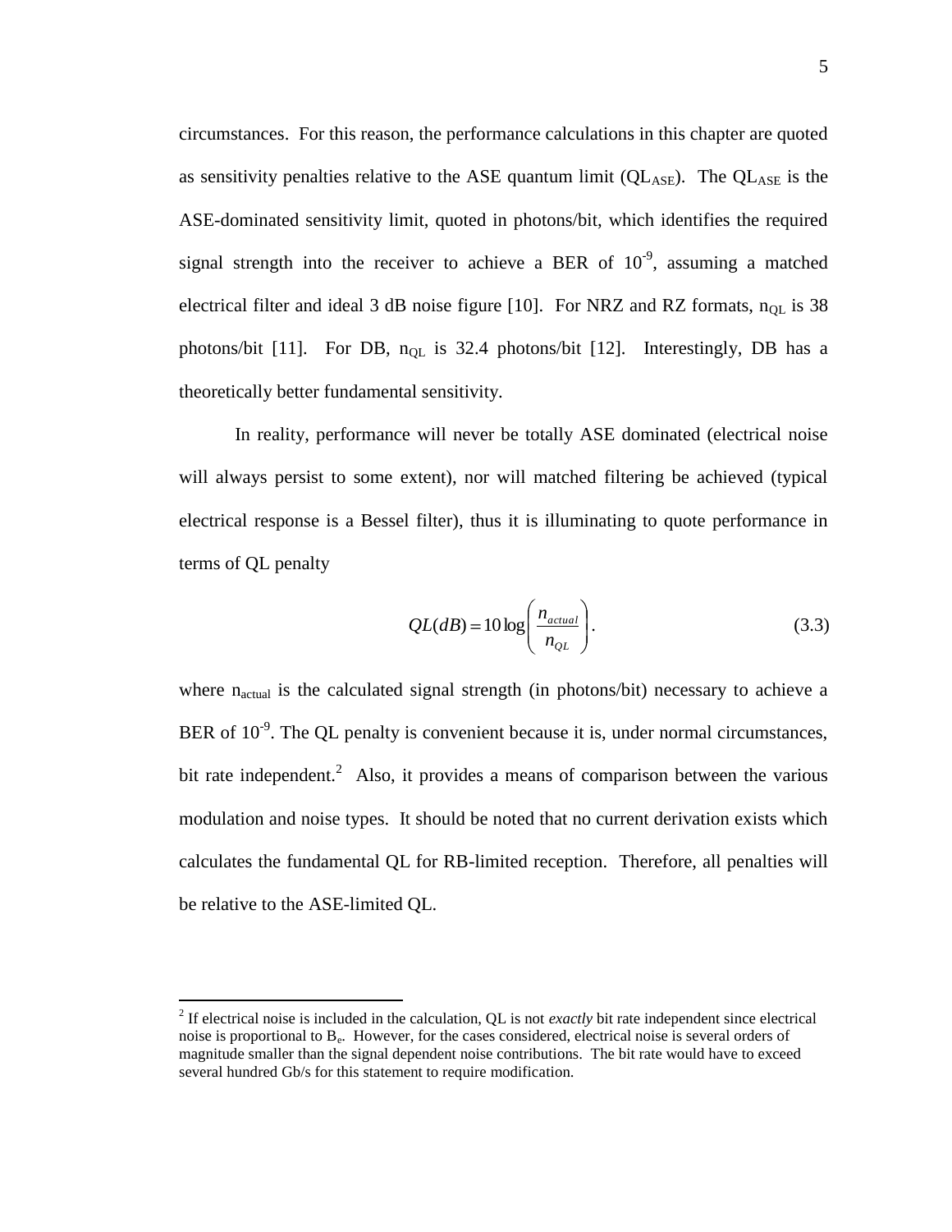circumstances. For this reason, the performance calculations in this chapter are quoted as sensitivity penalties relative to the ASE quantum limit ($QL_{ASE}$). The $QL_{ASE}$ is the ASE-dominated sensitivity limit, quoted in photons/bit, which identifies the required signal strength into the receiver to achieve a BER of $10^{-9}$, assuming a matched electrical filter and ideal 3 dB noise figure [10]. For NRZ and RZ formats, $n_{QL}$ is 38 photons/bit [11]. For DB, $n_{QL}$ is 32.4 photons/bit [12]. Interestingly, DB has a theoretically better fundamental sensitivity.

In reality, performance will never be totally ASE dominated (electrical noise will always persist to some extent), nor will matched filtering be achieved (typical electrical response is a Bessel filter), thus it is illuminating to quote performance in terms of QL penalty

$$QL(dB) = 10\log\left(\frac{n_{actual}}{n_{QL}}\right). \tag{3.3}$$

where $n_{actual}$ is the calculated signal strength (in photons/bit) necessary to achieve a BER of $10^{-9}$. The QL penalty is convenient because it is, under normal circumstances, bit rate independent.[2] Also, it provides a means of comparison between the various modulation and noise types. It should be noted that no current derivation exists which calculates the fundamental QL for RB-limited reception. Therefore, all penalties will be relative to the ASE-limited QL.

---

[2] If electrical noise is included in the calculation, QL is not *exactly* bit rate independent since electrical noise is proportional to $B_e$. However, for the cases considered, electrical noise is several orders of magnitude smaller than the signal dependent noise contributions. The bit rate would have to exceed several hundred Gb/s for this statement to require modification.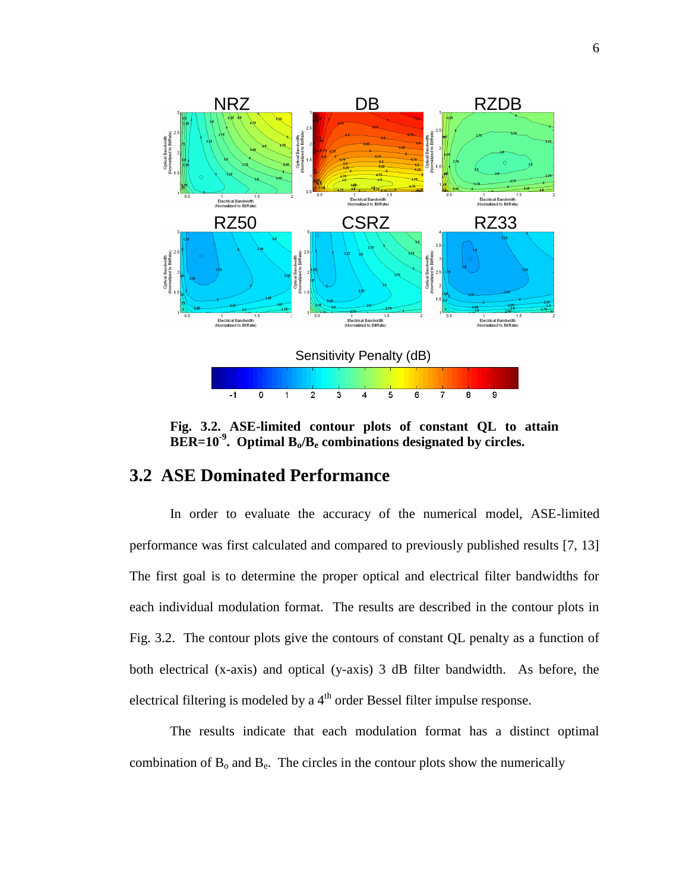**Fig. 3.2. ASE-limited contour plots of constant QL to attain BER=$10^{-9}$. Optimal $B_o$/$B_e$ combinations designated by circles.**

## 3.2 ASE Dominated Performance

In order to evaluate the accuracy of the numerical model, ASE-limited performance was first calculated and compared to previously published results [7, 13] The first goal is to determine the proper optical and electrical filter bandwidths for each individual modulation format. The results are described in the contour plots in Fig. 3.2. The contour plots give the contours of constant QL penalty as a function of both electrical (x-axis) and optical (y-axis) 3 dB filter bandwidth. As before, the electrical filtering is modeled by a $4^{th}$ order Bessel filter impulse response.

The results indicate that each modulation format has a distinct optimal combination of $B_o$ and $B_e$. The circles in the contour plots show the numerically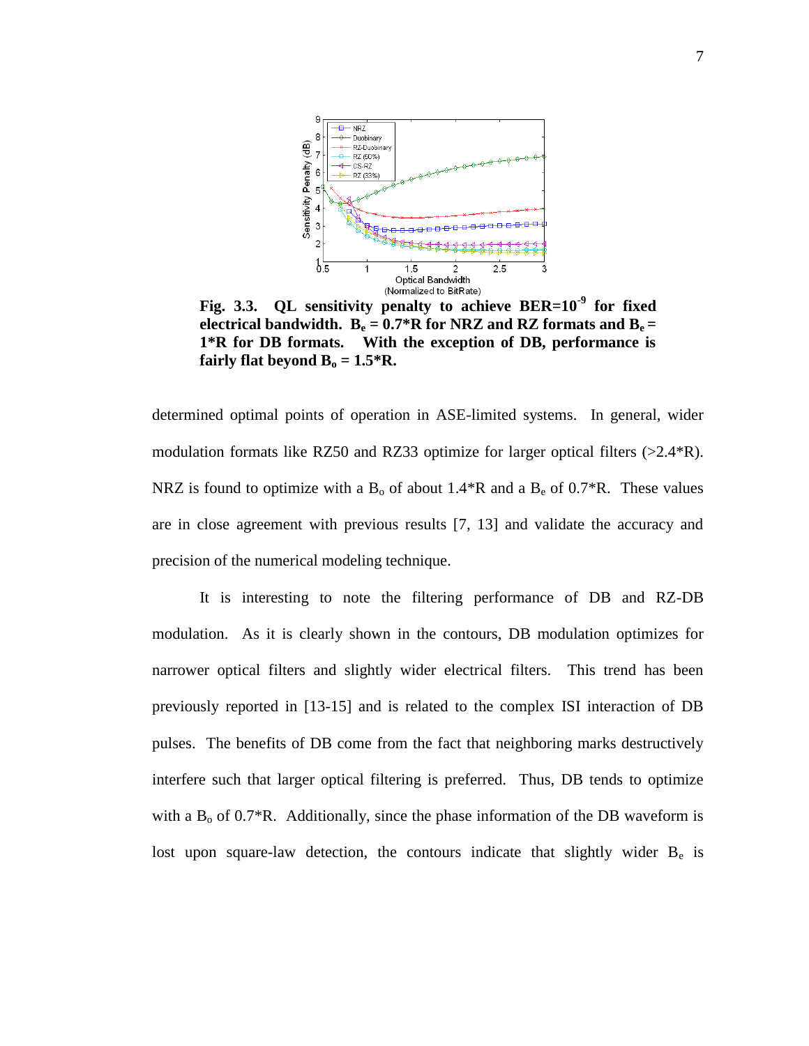**Fig. 3.3. QL sensitivity penalty to achieve BER=$10^{-9}$ for fixed electrical bandwidth. $B_e = 0.7*R$ for NRZ and RZ formats and $B_e = 1*R$ for DB formats. With the exception of DB, performance is fairly flat beyond $B_o = 1.5*R$.**

determined optimal points of operation in ASE-limited systems. In general, wider modulation formats like RZ50 and RZ33 optimize for larger optical filters (>2.4*R). NRZ is found to optimize with a $B_o$ of about 1.4*R and a $B_e$ of 0.7*R. These values are in close agreement with previous results [7, 13] and validate the accuracy and precision of the numerical modeling technique.

It is interesting to note the filtering performance of DB and RZ-DB modulation. As it is clearly shown in the contours, DB modulation optimizes for narrower optical filters and slightly wider electrical filters. This trend has been previously reported in [13-15] and is related to the complex ISI interaction of DB pulses. The benefits of DB come from the fact that neighboring marks destructively interfere such that larger optical filtering is preferred. Thus, DB tends to optimize with a $B_o$ of 0.7*R. Additionally, since the phase information of the DB waveform is lost upon square-law detection, the contours indicate that slightly wider $B_e$ is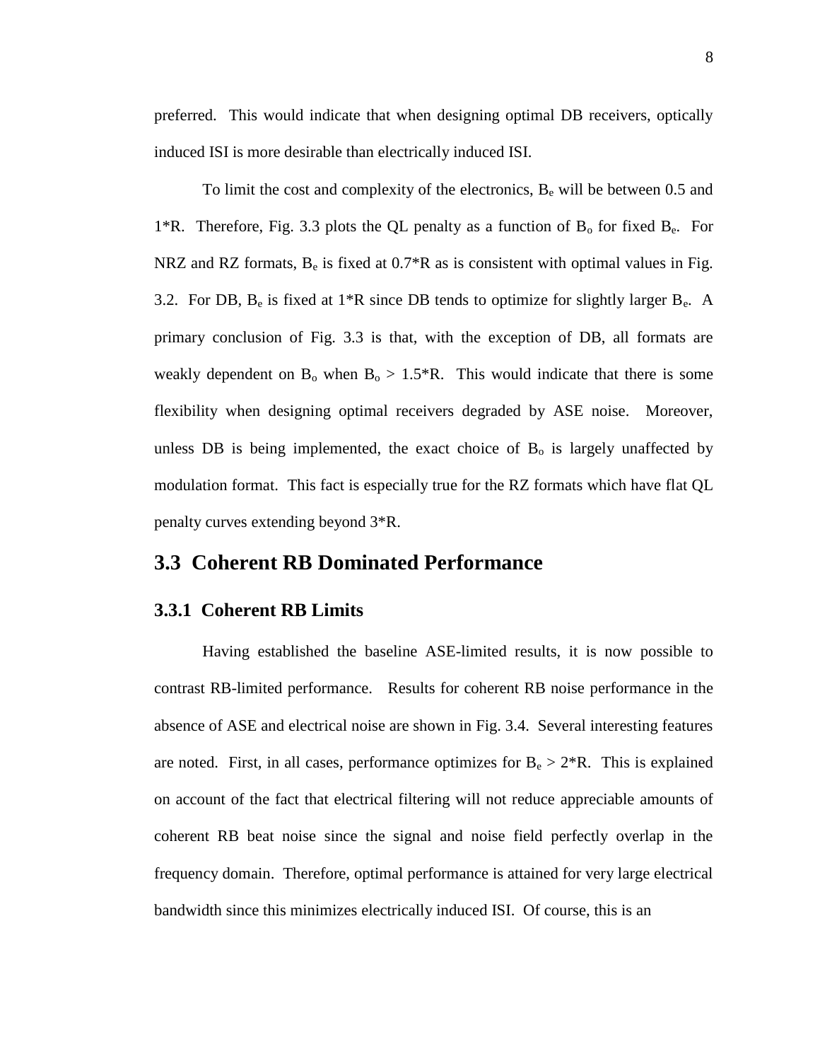preferred. This would indicate that when designing optimal DB receivers, optically induced ISI is more desirable than electrically induced ISI.

To limit the cost and complexity of the electronics, $B_e$ will be between 0.5 and 1*R. Therefore, Fig. 3.3 plots the QL penalty as a function of $B_o$ for fixed $B_e$. For NRZ and RZ formats, $B_e$ is fixed at 0.7*R as is consistent with optimal values in Fig. 3.2. For DB, $B_e$ is fixed at 1*R since DB tends to optimize for slightly larger $B_e$. A primary conclusion of Fig. 3.3 is that, with the exception of DB, all formats are weakly dependent on $B_o$ when $B_o > 1.5*R$. This would indicate that there is some flexibility when designing optimal receivers degraded by ASE noise. Moreover, unless DB is being implemented, the exact choice of $B_o$ is largely unaffected by modulation format. This fact is especially true for the RZ formats which have flat QL penalty curves extending beyond 3*R.

## 3.3 Coherent RB Dominated Performance

### 3.3.1 Coherent RB Limits

Having established the baseline ASE-limited results, it is now possible to contrast RB-limited performance. Results for coherent RB noise performance in the absence of ASE and electrical noise are shown in Fig. 3.4. Several interesting features are noted. First, in all cases, performance optimizes for $B_e > 2*R$. This is explained on account of the fact that electrical filtering will not reduce appreciable amounts of coherent RB beat noise since the signal and noise field perfectly overlap in the frequency domain. Therefore, optimal performance is attained for very large electrical bandwidth since this minimizes electrically induced ISI. Of course, this is an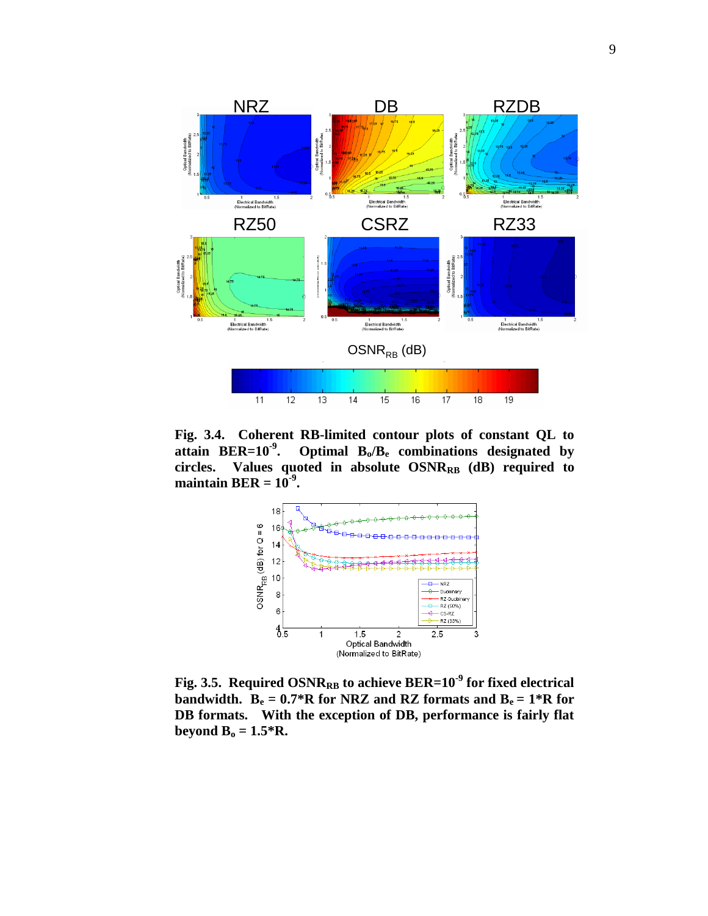**Fig. 3.4. Coherent RB-limited contour plots of constant QL to attain BER=$10^{-9}$. Optimal $B_o/B_e$ combinations designated by circles. Values quoted in absolute $OSNR_{RB}$ (dB) required to maintain BER = $10^{-9}$.**

**Fig. 3.5. Required $OSNR_{RB}$ to achieve BER=$10^{-9}$ for fixed electrical bandwidth. $B_e$ = 0.7*R for NRZ and RZ formats and $B_e$ = 1*R for DB formats. With the exception of DB, performance is fairly flat beyond $B_o$ = 1.5*R.**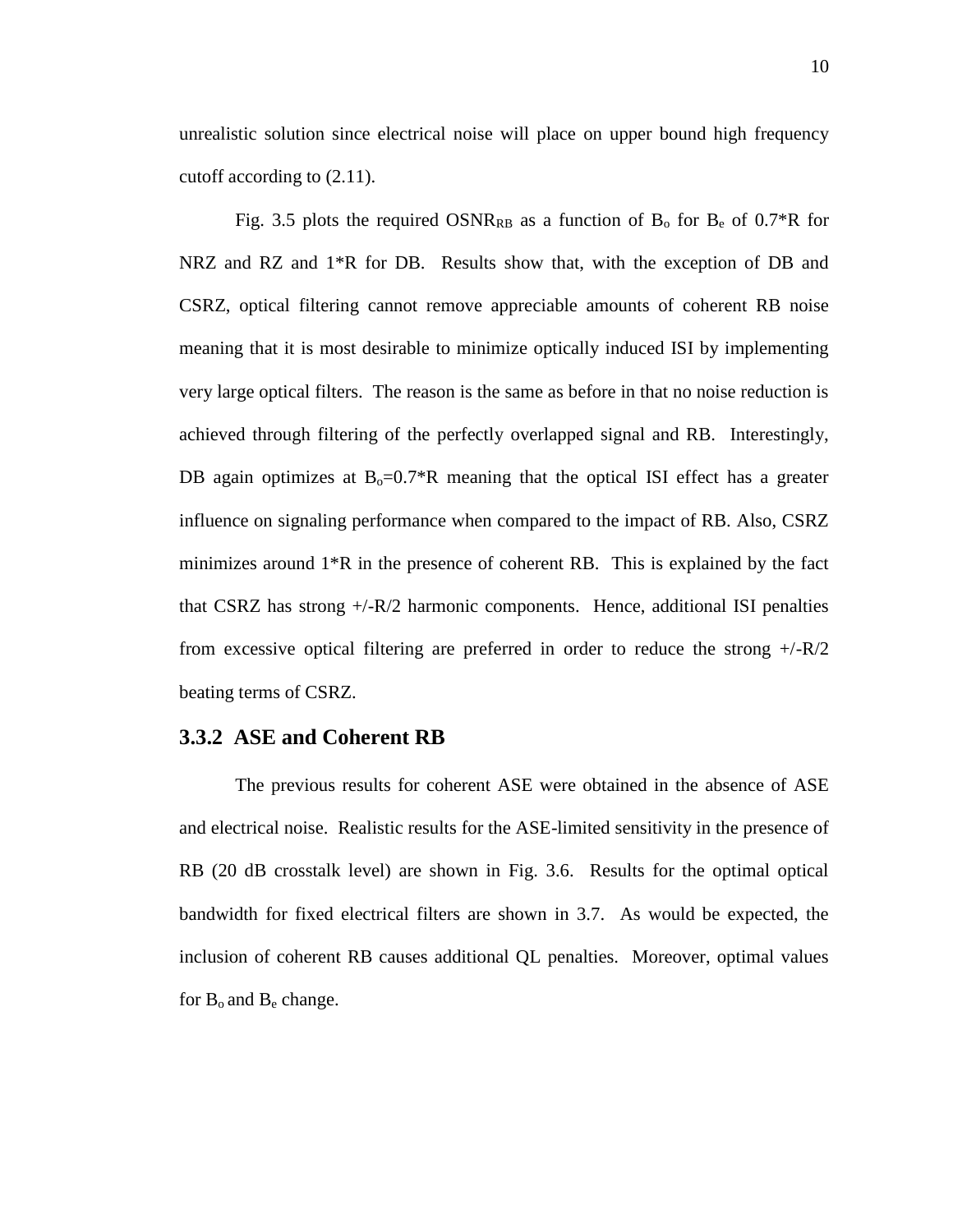unrealistic solution since electrical noise will place on upper bound high frequency cutoff according to (2.11).

Fig. 3.5 plots the required $OSNR_{RB}$ as a function of $B_o$ for $B_e$ of 0.7*R for NRZ and RZ and 1*R for DB. Results show that, with the exception of DB and CSRZ, optical filtering cannot remove appreciable amounts of coherent RB noise meaning that it is most desirable to minimize optically induced ISI by implementing very large optical filters. The reason is the same as before in that no noise reduction is achieved through filtering of the perfectly overlapped signal and RB. Interestingly, DB again optimizes at $B_o$=0.7*R meaning that the optical ISI effect has a greater influence on signaling performance when compared to the impact of RB. Also, CSRZ minimizes around 1*R in the presence of coherent RB. This is explained by the fact that CSRZ has strong +/-R/2 harmonic components. Hence, additional ISI penalties from excessive optical filtering are preferred in order to reduce the strong +/-R/2 beating terms of CSRZ.

### 3.3.2 ASE and Coherent RB

The previous results for coherent ASE were obtained in the absence of ASE and electrical noise. Realistic results for the ASE-limited sensitivity in the presence of RB (20 dB crosstalk level) are shown in Fig. 3.6. Results for the optimal optical bandwidth for fixed electrical filters are shown in 3.7. As would be expected, the inclusion of coherent RB causes additional QL penalties. Moreover, optimal values for $B_o$ and $B_e$ change.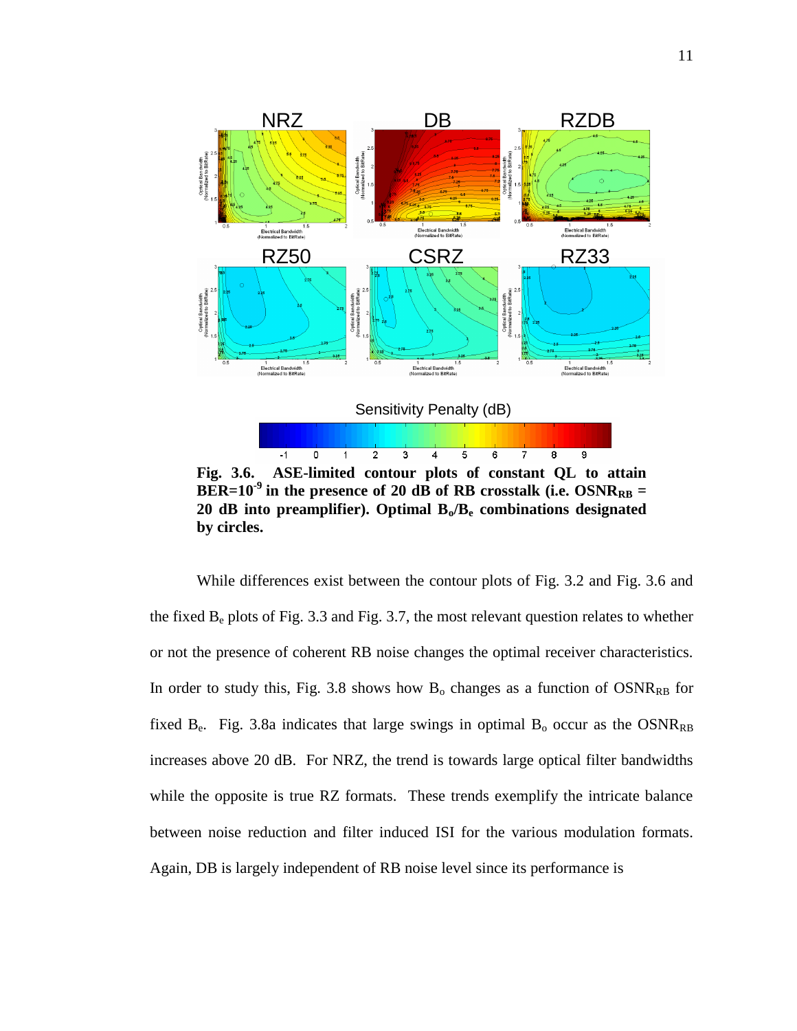**Fig. 3.6. ASE-limited contour plots of constant QL to attain BER=$10^{-9}$ in the presence of 20 dB of RB crosstalk (i.e. $OSNR_{RB}$ = 20 dB into preamplifier). Optimal $B_o/B_e$ combinations designated by circles.**

While differences exist between the contour plots of Fig. 3.2 and Fig. 3.6 and the fixed $B_e$ plots of Fig. 3.3 and Fig. 3.7, the most relevant question relates to whether or not the presence of coherent RB noise changes the optimal receiver characteristics. In order to study this, Fig. 3.8 shows how $B_o$ changes as a function of $OSNR_{RB}$ for fixed $B_e$. Fig. 3.8a indicates that large swings in optimal $B_o$ occur as the $OSNR_{RB}$ increases above 20 dB. For NRZ, the trend is towards large optical filter bandwidths while the opposite is true RZ formats. These trends exemplify the intricate balance between noise reduction and filter induced ISI for the various modulation formats. Again, DB is largely independent of RB noise level since its performance is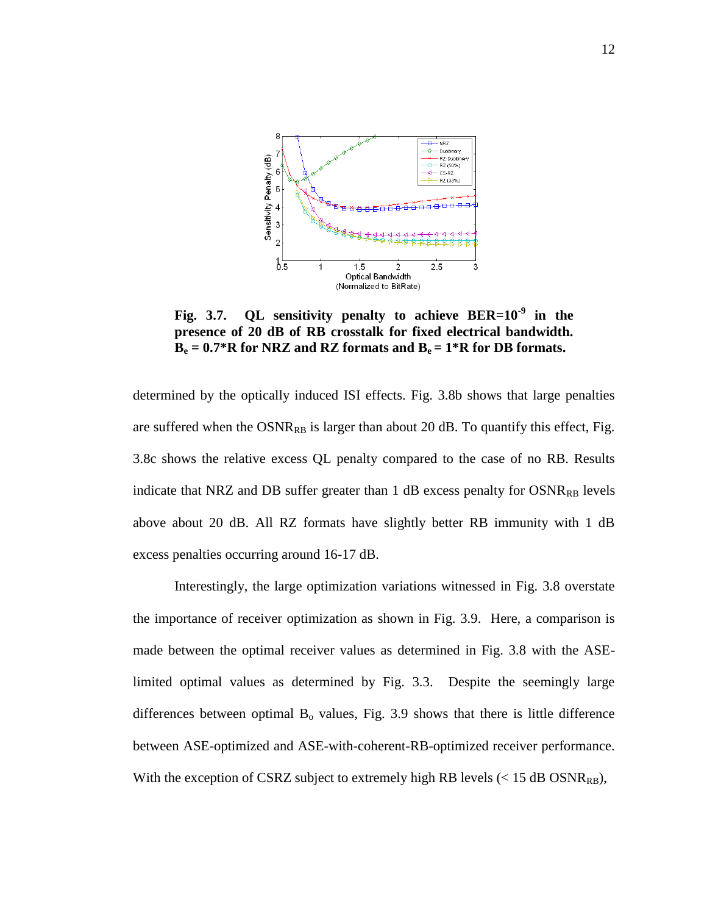**Fig. 3.7. QL sensitivity penalty to achieve BER=$10^{-9}$ in the presence of 20 dB of RB crosstalk for fixed electrical bandwidth. $B_e$ = 0.7*R for NRZ and RZ formats and $B_e$ = 1*R for DB formats.**

determined by the optically induced ISI effects. Fig. 3.8b shows that large penalties are suffered when the $OSNR_{RB}$ is larger than about 20 dB. To quantify this effect, Fig. 3.8c shows the relative excess QL penalty compared to the case of no RB. Results indicate that NRZ and DB suffer greater than 1 dB excess penalty for $OSNR_{RB}$ levels above about 20 dB. All RZ formats have slightly better RB immunity with 1 dB excess penalties occurring around 16-17 dB.

Interestingly, the large optimization variations witnessed in Fig. 3.8 overstate the importance of receiver optimization as shown in Fig. 3.9. Here, a comparison is made between the optimal receiver values as determined in Fig. 3.8 with the ASE-limited optimal values as determined by Fig. 3.3. Despite the seemingly large differences between optimal $B_o$ values, Fig. 3.9 shows that there is little difference between ASE-optimized and ASE-with-coherent-RB-optimized receiver performance. With the exception of CSRZ subject to extremely high RB levels (< 15 dB $OSNR_{RB}$),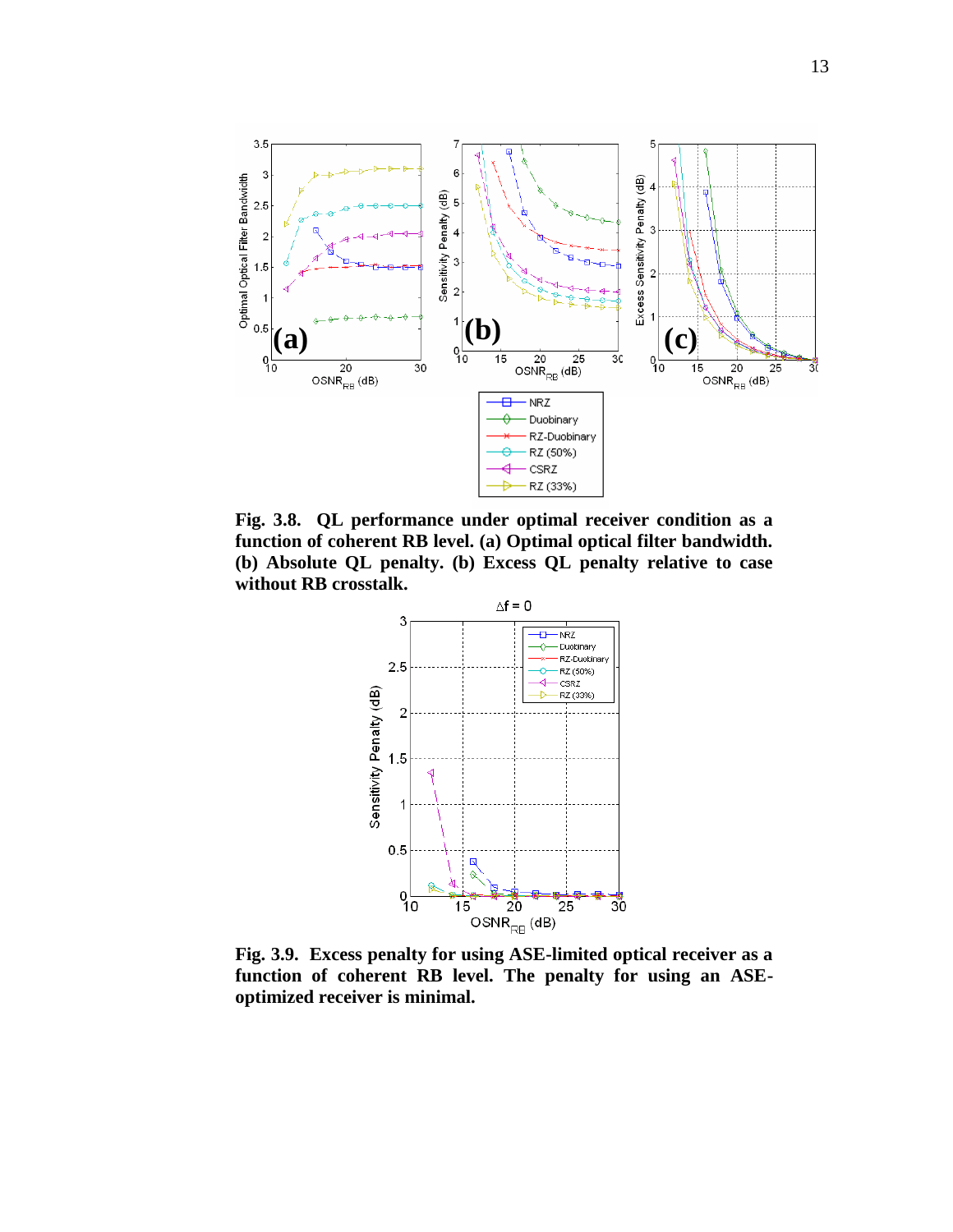Fig. 3.8. **QL performance under optimal receiver condition as a function of coherent RB level. (a) Optimal optical filter bandwidth. (b) Absolute QL penalty. (b) Excess QL penalty relative to case without RB crosstalk.**

**Fig. 3.9. Excess penalty for using ASE-limited optical receiver as a function of coherent RB level. The penalty for using an ASE-optimized receiver is minimal.**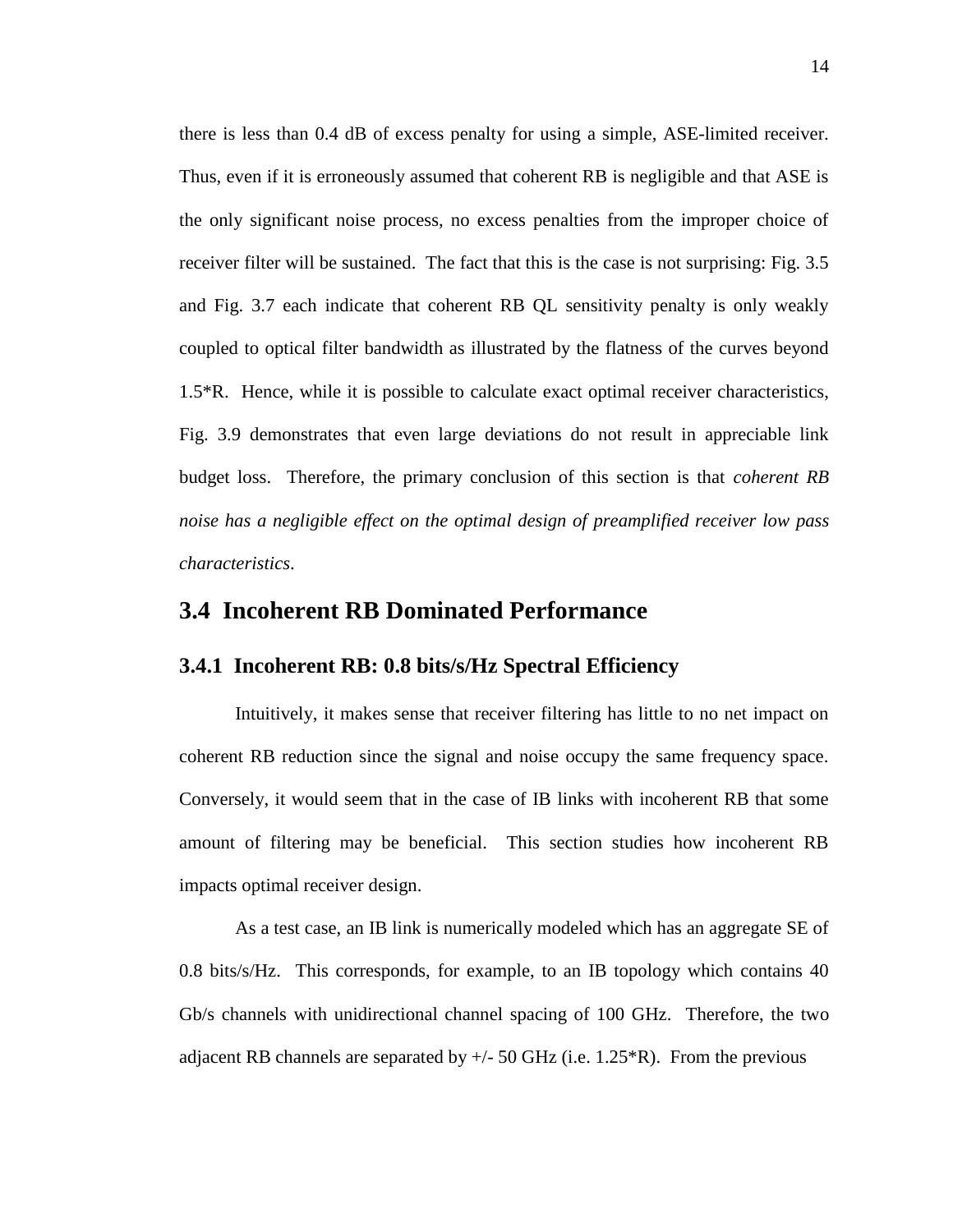there is less than 0.4 dB of excess penalty for using a simple, ASE-limited receiver. Thus, even if it is erroneously assumed that coherent RB is negligible and that ASE is the only significant noise process, no excess penalties from the improper choice of receiver filter will be sustained. The fact that this is the case is not surprising: Fig. 3.5 and Fig. 3.7 each indicate that coherent RB QL sensitivity penalty is only weakly coupled to optical filter bandwidth as illustrated by the flatness of the curves beyond 1.5*R. Hence, while it is possible to calculate exact optimal receiver characteristics, Fig. 3.9 demonstrates that even large deviations do not result in appreciable link budget loss. Therefore, the primary conclusion of this section is that *coherent RB noise has a negligible effect on the optimal design of preamplified receiver low pass characteristics*.

## 3.4 Incoherent RB Dominated Performance

### 3.4.1 Incoherent RB: 0.8 bits/s/Hz Spectral Efficiency

Intuitively, it makes sense that receiver filtering has little to no net impact on coherent RB reduction since the signal and noise occupy the same frequency space. Conversely, it would seem that in the case of IB links with incoherent RB that some amount of filtering may be beneficial. This section studies how incoherent RB impacts optimal receiver design.

As a test case, an IB link is numerically modeled which has an aggregate SE of 0.8 bits/s/Hz. This corresponds, for example, to an IB topology which contains 40 Gb/s channels with unidirectional channel spacing of 100 GHz. Therefore, the two adjacent RB channels are separated by +/- 50 GHz (i.e. 1.25*R). From the previous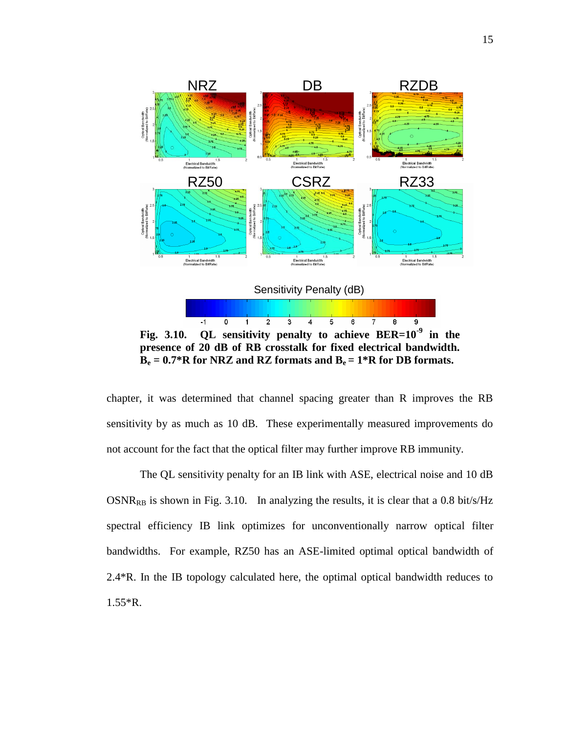**Fig. 3.10. QL sensitivity penalty to achieve BER=$10^{-9}$ in the presence of 20 dB of RB crosstalk for fixed electrical bandwidth. $B_e$ = 0.7*R for NRZ and RZ formats and $B_e$ = 1*R for DB formats.**

chapter, it was determined that channel spacing greater than R improves the RB sensitivity by as much as 10 dB. These experimentally measured improvements do not account for the fact that the optical filter may further improve RB immunity.

The QL sensitivity penalty for an IB link with ASE, electrical noise and 10 dB $OSNR_{RB}$ is shown in Fig. 3.10. In analyzing the results, it is clear that a 0.8 bit/s/Hz spectral efficiency IB link optimizes for unconventionally narrow optical filter bandwidths. For example, RZ50 has an ASE-limited optimal optical bandwidth of 2.4*R. In the IB topology calculated here, the optimal optical bandwidth reduces to 1.55*R.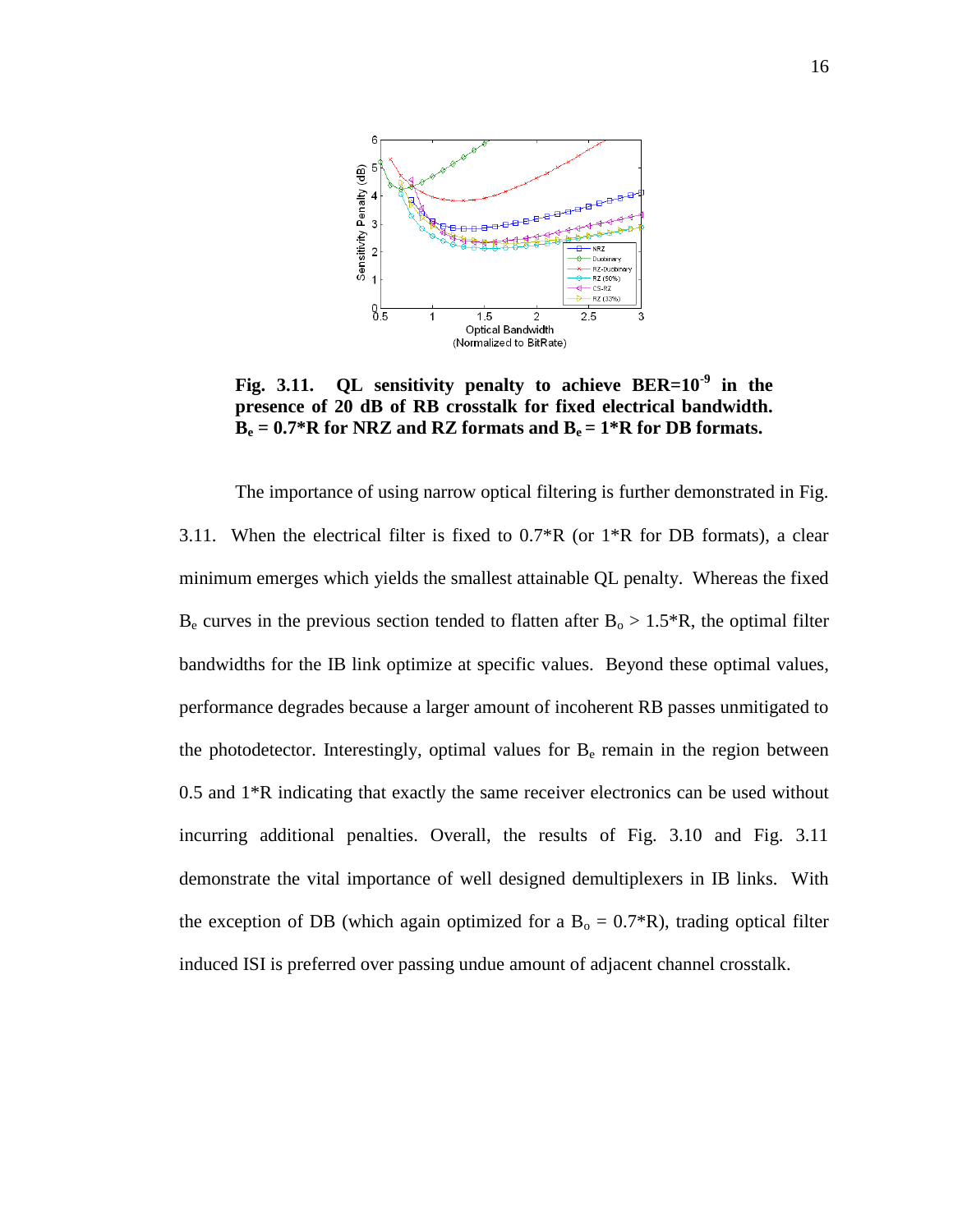**Fig. 3.11. QL sensitivity penalty to achieve BER=$10^{-9}$ in the presence of 20 dB of RB crosstalk for fixed electrical bandwidth. $B_e$ = 0.7*R for NRZ and RZ formats and $B_e$ = 1*R for DB formats.**

The importance of using narrow optical filtering is further demonstrated in Fig. 3.11. When the electrical filter is fixed to 0.7*R (or 1*R for DB formats), a clear minimum emerges which yields the smallest attainable QL penalty. Whereas the fixed $B_e$ curves in the previous section tended to flatten after $B_o$ > 1.5*R, the optimal filter bandwidths for the IB link optimize at specific values. Beyond these optimal values, performance degrades because a larger amount of incoherent RB passes unmitigated to the photodetector. Interestingly, optimal values for $B_e$ remain in the region between 0.5 and 1*R indicating that exactly the same receiver electronics can be used without incurring additional penalties. Overall, the results of Fig. 3.10 and Fig. 3.11 demonstrate the vital importance of well designed demultiplexers in IB links. With the exception of DB (which again optimized for a $B_o$ = 0.7*R), trading optical filter induced ISI is preferred over passing undue amount of adjacent channel crosstalk.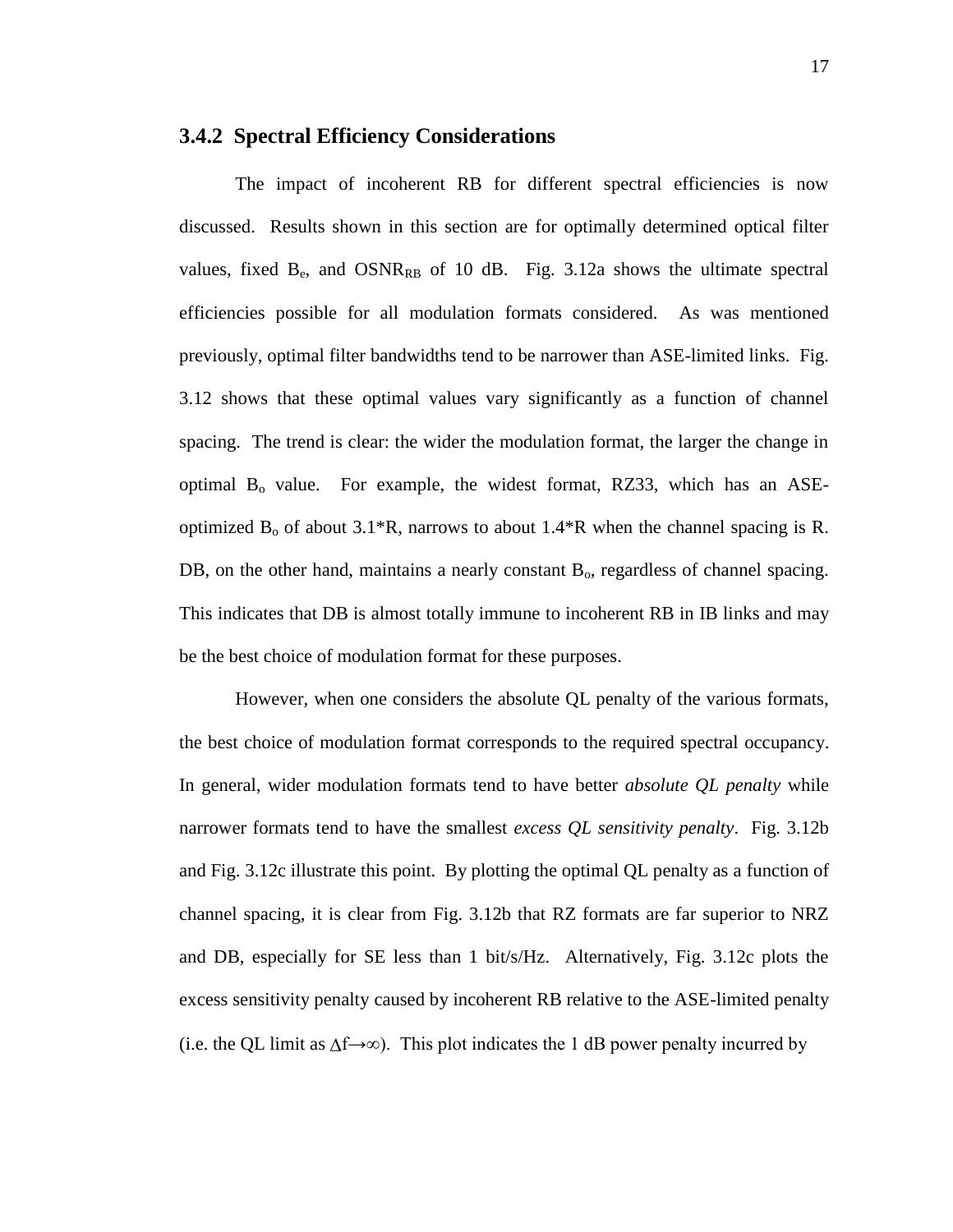### 3.4.2 Spectral Efficiency Considerations

The impact of incoherent RB for different spectral efficiencies is now discussed. Results shown in this section are for optimally determined optical filter values, fixed $B_e$, and $OSNR_{RB}$ of 10 dB. Fig. 3.12a shows the ultimate spectral efficiencies possible for all modulation formats considered. As was mentioned previously, optimal filter bandwidths tend to be narrower than ASE-limited links. Fig. 3.12 shows that these optimal values vary significantly as a function of channel spacing. The trend is clear: the wider the modulation format, the larger the change in optimal $B_o$ value. For example, the widest format, RZ33, which has an ASE-optimized $B_o$ of about 3.1*R, narrows to about 1.4*R when the channel spacing is R. DB, on the other hand, maintains a nearly constant $B_o$, regardless of channel spacing. This indicates that DB is almost totally immune to incoherent RB in IB links and may be the best choice of modulation format for these purposes.

However, when one considers the absolute QL penalty of the various formats, the best choice of modulation format corresponds to the required spectral occupancy. In general, wider modulation formats tend to have better *absolute QL penalty* while narrower formats tend to have the smallest *excess QL sensitivity penalty*. Fig. 3.12b and Fig. 3.12c illustrate this point. By plotting the optimal QL penalty as a function of channel spacing, it is clear from Fig. 3.12b that RZ formats are far superior to NRZ and DB, especially for SE less than 1 bit/s/Hz. Alternatively, Fig. 3.12c plots the excess sensitivity penalty caused by incoherent RB relative to the ASE-limited penalty (i.e. the QL limit as $\Delta f \rightarrow \infty$). This plot indicates the 1 dB power penalty incurred by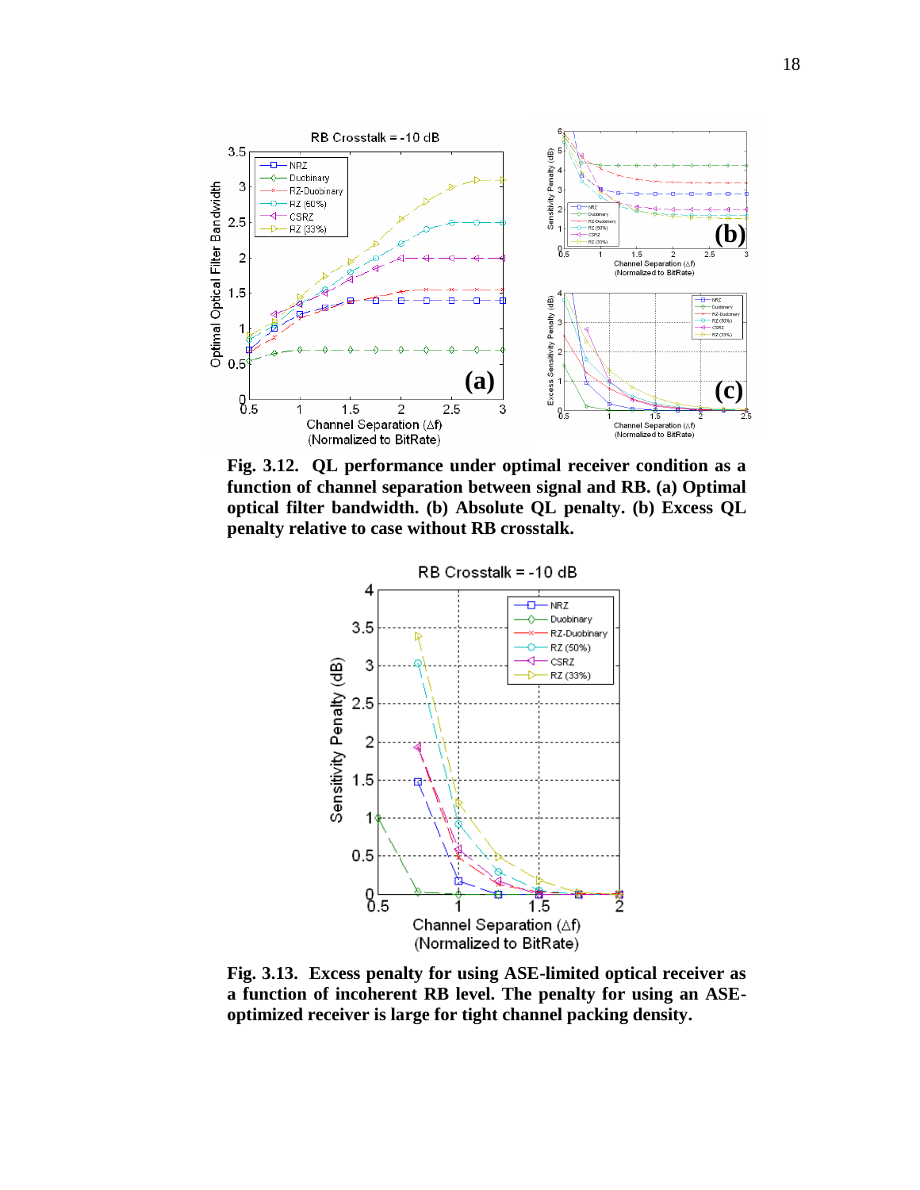**Fig. 3.12. QL performance under optimal receiver condition as a function of channel separation between signal and RB. (a) Optimal optical filter bandwidth. (b) Absolute QL penalty. (b) Excess QL penalty relative to case without RB crosstalk.**

**Fig. 3.13. Excess penalty for using ASE-limited optical receiver as a function of incoherent RB level. The penalty for using an ASE-optimized receiver is large for tight channel packing density.**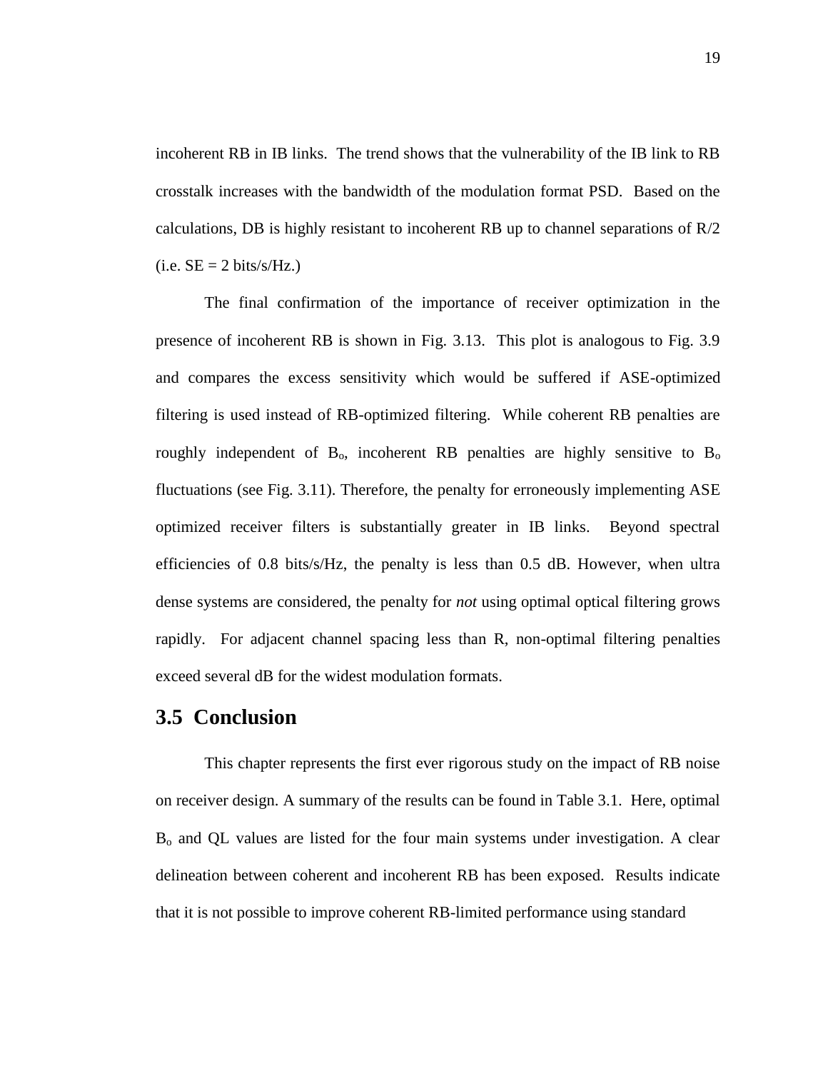incoherent RB in IB links. The trend shows that the vulnerability of the IB link to RB crosstalk increases with the bandwidth of the modulation format PSD. Based on the calculations, DB is highly resistant to incoherent RB up to channel separations of R/2 (i.e. SE = 2 bits/s/Hz.)

The final confirmation of the importance of receiver optimization in the presence of incoherent RB is shown in Fig. 3.13. This plot is analogous to Fig. 3.9 and compares the excess sensitivity which would be suffered if ASE-optimized filtering is used instead of RB-optimized filtering. While coherent RB penalties are roughly independent of $B_o$, incoherent RB penalties are highly sensitive to $B_o$ fluctuations (see Fig. 3.11). Therefore, the penalty for erroneously implementing ASE optimized receiver filters is substantially greater in IB links. Beyond spectral efficiencies of 0.8 bits/s/Hz, the penalty is less than 0.5 dB. However, when ultra dense systems are considered, the penalty for *not* using optimal optical filtering grows rapidly. For adjacent channel spacing less than R, non-optimal filtering penalties exceed several dB for the widest modulation formats.

## 3.5 Conclusion

This chapter represents the first ever rigorous study on the impact of RB noise on receiver design. A summary of the results can be found in Table 3.1. Here, optimal $B_o$ and QL values are listed for the four main systems under investigation. A clear delineation between coherent and incoherent RB has been exposed. Results indicate that it is not possible to improve coherent RB-limited performance using standard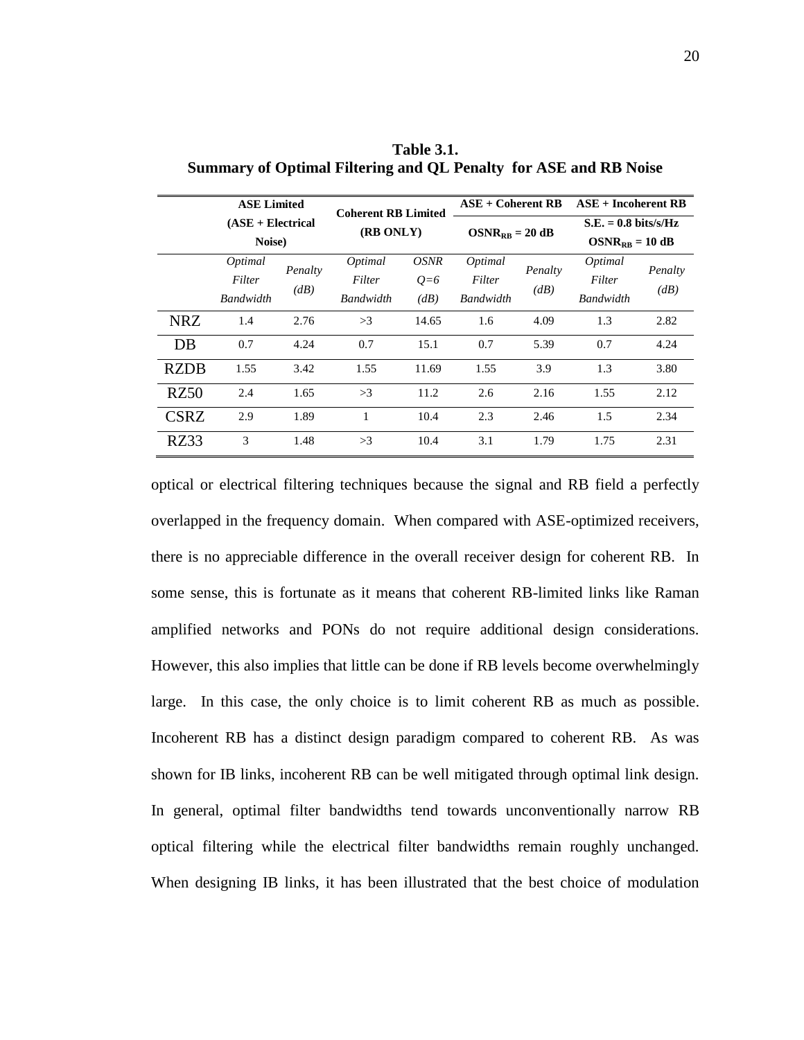**Table 3.1.**
**Summary of Optimal Filtering and QL Penalty for ASE and RB Noise**

| | ASE Limited (ASE + Electrical Noise) | | Coherent RB Limited (RB ONLY) | | ASE + Coherent RB $OSNR_{RB}$ = 20 dB | | ASE + Incoherent RB S.E. = 0.8 bits/s/Hz $OSNR_{RB}$ = 10 dB | |
|---|---|---|---|---|---|---|---|---|
| | *Optimal Filter Bandwidth* | *Penalty (dB)* | *Optimal Filter Bandwidth* | *OSNR Q=6 (dB)* | *Optimal Filter Bandwidth* | *Penalty (dB)* | *Optimal Filter Bandwidth* | *Penalty (dB)* |
| NRZ | 1.4 | 2.76 | >3 | 14.65 | 1.6 | 4.09 | 1.3 | 2.82 |
| DB | 0.7 | 4.24 | 0.7 | 15.1 | 0.7 | 5.39 | 0.7 | 4.24 |
| RZDB | 1.55 | 3.42 | 1.55 | 11.69 | 1.55 | 3.9 | 1.3 | 3.80 |
| RZ50 | 2.4 | 1.65 | >3 | 11.2 | 2.6 | 2.16 | 1.55 | 2.12 |
| CSRZ | 2.9 | 1.89 | 1 | 10.4 | 2.3 | 2.46 | 1.5 | 2.34 |
| RZ33 | 3 | 1.48 | >3 | 10.4 | 3.1 | 1.79 | 1.75 | 2.31 |

optical or electrical filtering techniques because the signal and RB field a perfectly overlapped in the frequency domain. When compared with ASE-optimized receivers, there is no appreciable difference in the overall receiver design for coherent RB. In some sense, this is fortunate as it means that coherent RB-limited links like Raman amplified networks and PONs do not require additional design considerations. However, this also implies that little can be done if RB levels become overwhelmingly large. In this case, the only choice is to limit coherent RB as much as possible. Incoherent RB has a distinct design paradigm compared to coherent RB. As was shown for IB links, incoherent RB can be well mitigated through optimal link design. In general, optimal filter bandwidths tend towards unconventionally narrow RB optical filtering while the electrical filter bandwidths remain roughly unchanged. When designing IB links, it has been illustrated that the best choice of modulation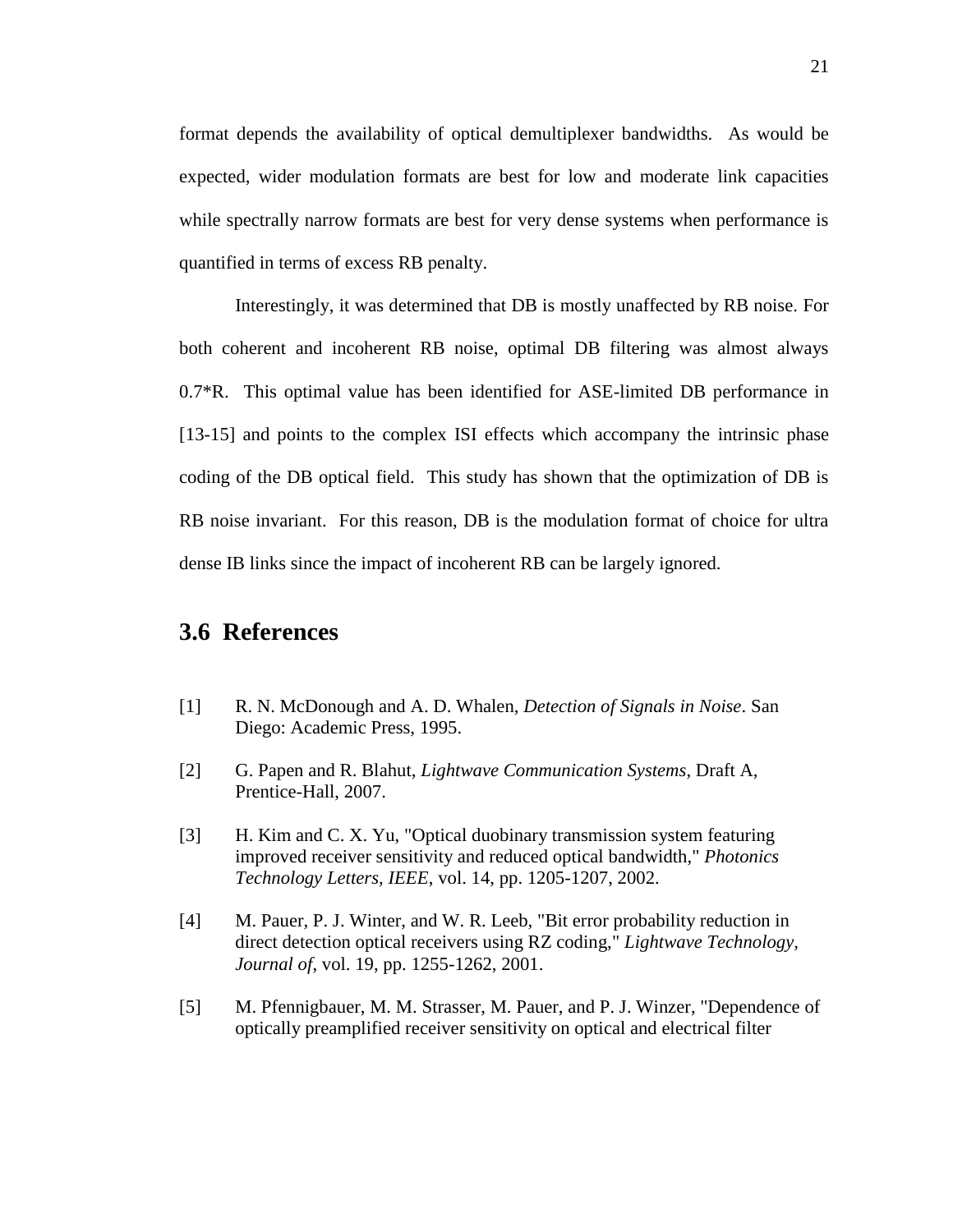format depends the availability of optical demultiplexer bandwidths. As would be expected, wider modulation formats are best for low and moderate link capacities while spectrally narrow formats are best for very dense systems when performance is quantified in terms of excess RB penalty.

Interestingly, it was determined that DB is mostly unaffected by RB noise. For both coherent and incoherent RB noise, optimal DB filtering was almost always 0.7*R. This optimal value has been identified for ASE-limited DB performance in [13-15] and points to the complex ISI effects which accompany the intrinsic phase coding of the DB optical field. This study has shown that the optimization of DB is RB noise invariant. For this reason, DB is the modulation format of choice for ultra dense IB links since the impact of incoherent RB can be largely ignored.

## 3.6 References

[1] R. N. McDonough and A. D. Whalen, *Detection of Signals in Noise*. San Diego: Academic Press, 1995.

[2] G. Papen and R. Blahut, *Lightwave Communication Systems*, Draft A, Prentice-Hall, 2007.

[3] H. Kim and C. X. Yu, "Optical duobinary transmission system featuring improved receiver sensitivity and reduced optical bandwidth," *Photonics Technology Letters, IEEE*, vol. 14, pp. 1205-1207, 2002.

[4] M. Pauer, P. J. Winter, and W. R. Leeb, "Bit error probability reduction in direct detection optical receivers using RZ coding," *Lightwave Technology, Journal of*, vol. 19, pp. 1255-1262, 2001.

[5] M. Pfennigbauer, M. M. Strasser, M. Pauer, and P. J. Winzer, "Dependence of optically preamplified receiver sensitivity on optical and electrical filter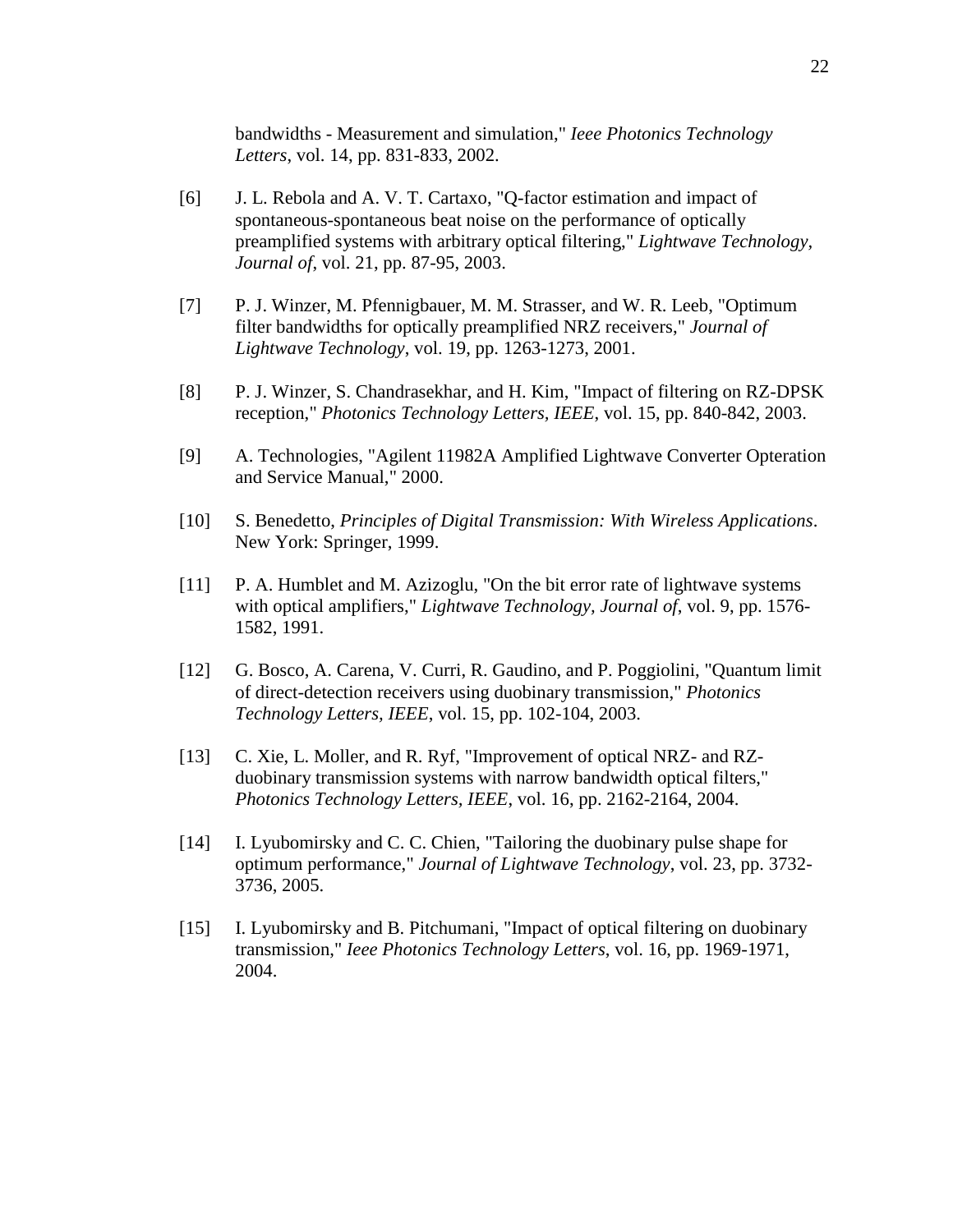bandwidths - Measurement and simulation," *Ieee Photonics Technology Letters*, vol. 14, pp. 831-833, 2002.

[6] J. L. Rebola and A. V. T. Cartaxo, "Q-factor estimation and impact of spontaneous-spontaneous beat noise on the performance of optically preamplified systems with arbitrary optical filtering," *Lightwave Technology, Journal of*, vol. 21, pp. 87-95, 2003.

[7] P. J. Winzer, M. Pfennigbauer, M. M. Strasser, and W. R. Leeb, "Optimum filter bandwidths for optically preamplified NRZ receivers," *Journal of Lightwave Technology*, vol. 19, pp. 1263-1273, 2001.

[8] P. J. Winzer, S. Chandrasekhar, and H. Kim, "Impact of filtering on RZ-DPSK reception," *Photonics Technology Letters, IEEE*, vol. 15, pp. 840-842, 2003.

[9] A. Technologies, "Agilent 11982A Amplified Lightwave Converter Opteration and Service Manual," 2000.

[10] S. Benedetto, *Principles of Digital Transmission: With Wireless Applications*. New York: Springer, 1999.

[11] P. A. Humblet and M. Azizoglu, "On the bit error rate of lightwave systems with optical amplifiers," *Lightwave Technology, Journal of*, vol. 9, pp. 1576-1582, 1991.

[12] G. Bosco, A. Carena, V. Curri, R. Gaudino, and P. Poggiolini, "Quantum limit of direct-detection receivers using duobinary transmission," *Photonics Technology Letters, IEEE*, vol. 15, pp. 102-104, 2003.

[13] C. Xie, L. Moller, and R. Ryf, "Improvement of optical NRZ- and RZ-duobinary transmission systems with narrow bandwidth optical filters," *Photonics Technology Letters, IEEE*, vol. 16, pp. 2162-2164, 2004.

[14] I. Lyubomirsky and C. C. Chien, "Tailoring the duobinary pulse shape for optimum performance," *Journal of Lightwave Technology*, vol. 23, pp. 3732-3736, 2005.

[15] I. Lyubomirsky and B. Pitchumani, "Impact of optical filtering on duobinary transmission," *Ieee Photonics Technology Letters*, vol. 16, pp. 1969-1971, 2004.